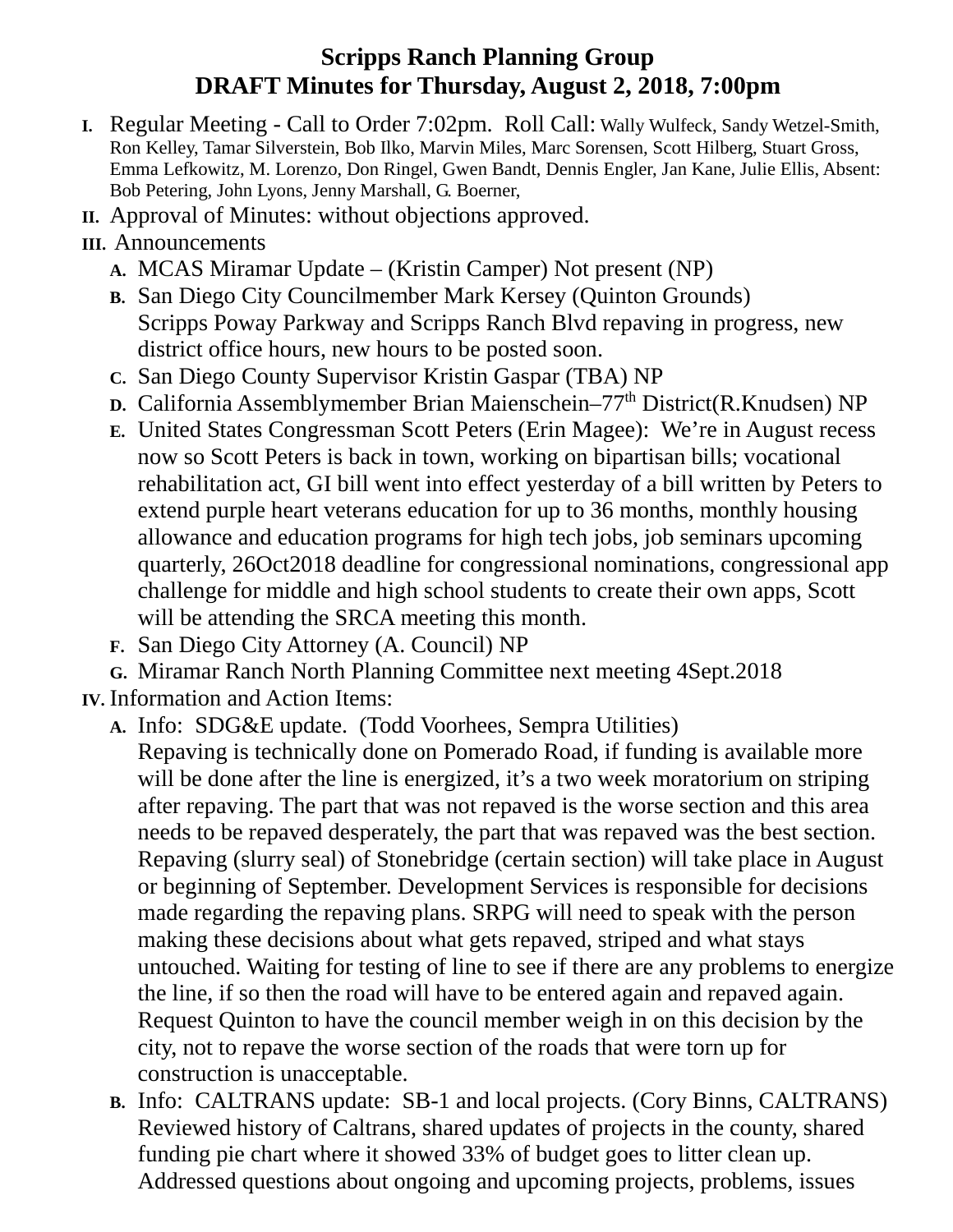# Scripps Ranch Planning Group
## DRAFT Minutes for Thursday, August 2, 2018, 7:00pm

I. Regular Meeting - Call to Order 7:02pm. Roll Call: Wally Wulfeck, Sandy Wetzel-Smith, Ron Kelley, Tamar Silverstein, Bob Ilko, Marvin Miles, Marc Sorensen, Scott Hilberg, Stuart Gross, Emma Lefkowitz, M. Lorenzo, Don Ringel, Gwen Bandt, Dennis Engler, Jan Kane, Julie Ellis, Absent: Bob Petering, John Lyons, Jenny Marshall, G. Boerner,

II. Approval of Minutes: without objections approved.

III. Announcements

   A. MCAS Miramar Update – (Kristin Camper) Not present (NP)

   B. San Diego City Councilmember Mark Kersey (Quinton Grounds) Scripps Poway Parkway and Scripps Ranch Blvd repaving in progress, new district office hours, new hours to be posted soon.

   C. San Diego County Supervisor Kristin Gaspar (TBA) NP

   D. California Assemblymember Brian Maienschein–77th District(R.Knudsen) NP

   E. United States Congressman Scott Peters (Erin Magee): We're in August recess now so Scott Peters is back in town, working on bipartisan bills; vocational rehabilitation act, GI bill went into effect yesterday of a bill written by Peters to extend purple heart veterans education for up to 36 months, monthly housing allowance and education programs for high tech jobs, job seminars upcoming quarterly, 26Oct2018 deadline for congressional nominations, congressional app challenge for middle and high school students to create their own apps, Scott will be attending the SRCA meeting this month.

   F. San Diego City Attorney (A. Council) NP

   G. Miramar Ranch North Planning Committee next meeting 4Sept.2018

IV. Information and Action Items:

   A. Info: SDG&E update. (Todd Voorhees, Sempra Utilities) Repaving is technically done on Pomerado Road, if funding is available more will be done after the line is energized, it's a two week moratorium on striping after repaving. The part that was not repaved is the worse section and this area needs to be repaved desperately, the part that was repaved was the best section. Repaving (slurry seal) of Stonebridge (certain section) will take place in August or beginning of September. Development Services is responsible for decisions made regarding the repaving plans. SRPG will need to speak with the person making these decisions about what gets repaved, striped and what stays untouched. Waiting for testing of line to see if there are any problems to energize the line, if so then the road will have to be entered again and repaved again. Request Quinton to have the council member weigh in on this decision by the city, not to repave the worse section of the roads that were torn up for construction is unacceptable.

   B. Info: CALTRANS update: SB-1 and local projects. (Cory Binns, CALTRANS) Reviewed history of Caltrans, shared updates of projects in the county, shared funding pie chart where it showed 33% of budget goes to litter clean up. Addressed questions about ongoing and upcoming projects, problems, issues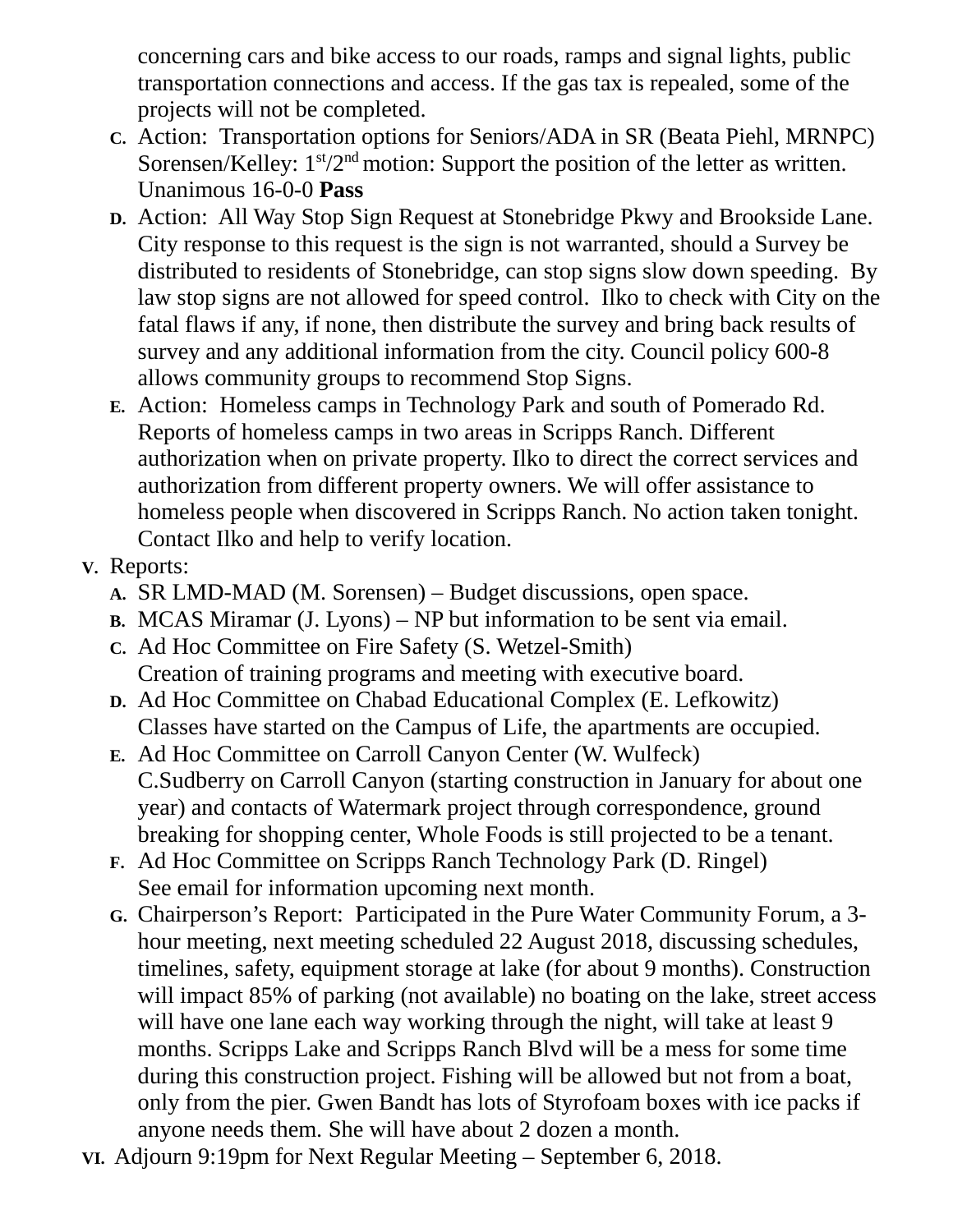concerning cars and bike access to our roads, ramps and signal lights, public transportation connections and access. If the gas tax is repealed, some of the projects will not be completed.

C. Action: Transportation options for Seniors/ADA in SR (Beata Piehl, MRNPC) Sorensen/Kelley: 1st/2nd motion: Support the position of the letter as written. Unanimous 16-0-0 **Pass**

D. Action: All Way Stop Sign Request at Stonebridge Pkwy and Brookside Lane. City response to this request is the sign is not warranted, should a Survey be distributed to residents of Stonebridge, can stop signs slow down speeding. By law stop signs are not allowed for speed control. Ilko to check with City on the fatal flaws if any, if none, then distribute the survey and bring back results of survey and any additional information from the city. Council policy 600-8 allows community groups to recommend Stop Signs.

E. Action: Homeless camps in Technology Park and south of Pomerado Rd. Reports of homeless camps in two areas in Scripps Ranch. Different authorization when on private property. Ilko to direct the correct services and authorization from different property owners. We will offer assistance to homeless people when discovered in Scripps Ranch. No action taken tonight. Contact Ilko and help to verify location.

V. Reports:

A. SR LMD-MAD (M. Sorensen) – Budget discussions, open space.

B. MCAS Miramar (J. Lyons) – NP but information to be sent via email.

C. Ad Hoc Committee on Fire Safety (S. Wetzel-Smith)
Creation of training programs and meeting with executive board.

D. Ad Hoc Committee on Chabad Educational Complex (E. Lefkowitz)
Classes have started on the Campus of Life, the apartments are occupied.

E. Ad Hoc Committee on Carroll Canyon Center (W. Wulfeck)
C.Sudberry on Carroll Canyon (starting construction in January for about one year) and contacts of Watermark project through correspondence, ground breaking for shopping center, Whole Foods is still projected to be a tenant.

F. Ad Hoc Committee on Scripps Ranch Technology Park (D. Ringel)
See email for information upcoming next month.

G. Chairperson's Report: Participated in the Pure Water Community Forum, a 3-hour meeting, next meeting scheduled 22 August 2018, discussing schedules, timelines, safety, equipment storage at lake (for about 9 months). Construction will impact 85% of parking (not available) no boating on the lake, street access will have one lane each way working through the night, will take at least 9 months. Scripps Lake and Scripps Ranch Blvd will be a mess for some time during this construction project. Fishing will be allowed but not from a boat, only from the pier. Gwen Bandt has lots of Styrofoam boxes with ice packs if anyone needs them. She will have about 2 dozen a month.

VI. Adjourn 9:19pm for Next Regular Meeting – September 6, 2018.